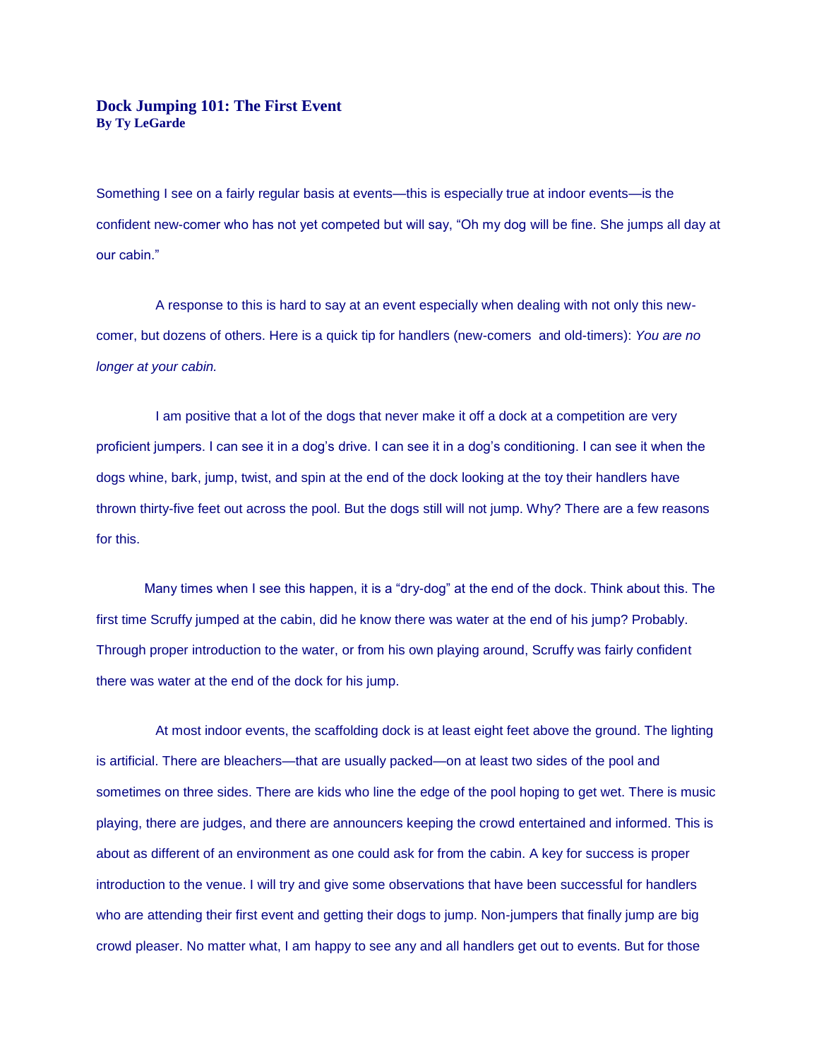# Dock Jumping 101: The First Event
**By Ty LeGarde**

Something I see on a fairly regular basis at events—this is especially true at indoor events—is the confident new-comer who has not yet competed but will say, "Oh my dog will be fine. She jumps all day at our cabin."

A response to this is hard to say at an event especially when dealing with not only this new-comer, but dozens of others. Here is a quick tip for handlers (new-comers and old-timers): *You are no longer at your cabin.*

I am positive that a lot of the dogs that never make it off a dock at a competition are very proficient jumpers. I can see it in a dog's drive. I can see it in a dog's conditioning. I can see it when the dogs whine, bark, jump, twist, and spin at the end of the dock looking at the toy their handlers have thrown thirty-five feet out across the pool. But the dogs still will not jump. Why? There are a few reasons for this.

Many times when I see this happen, it is a "dry-dog" at the end of the dock. Think about this. The first time Scruffy jumped at the cabin, did he know there was water at the end of his jump? Probably. Through proper introduction to the water, or from his own playing around, Scruffy was fairly confident there was water at the end of the dock for his jump.

At most indoor events, the scaffolding dock is at least eight feet above the ground. The lighting is artificial. There are bleachers—that are usually packed—on at least two sides of the pool and sometimes on three sides. There are kids who line the edge of the pool hoping to get wet. There is music playing, there are judges, and there are announcers keeping the crowd entertained and informed. This is about as different of an environment as one could ask for from the cabin. A key for success is proper introduction to the venue. I will try and give some observations that have been successful for handlers who are attending their first event and getting their dogs to jump. Non-jumpers that finally jump are big crowd pleaser. No matter what, I am happy to see any and all handlers get out to events. But for those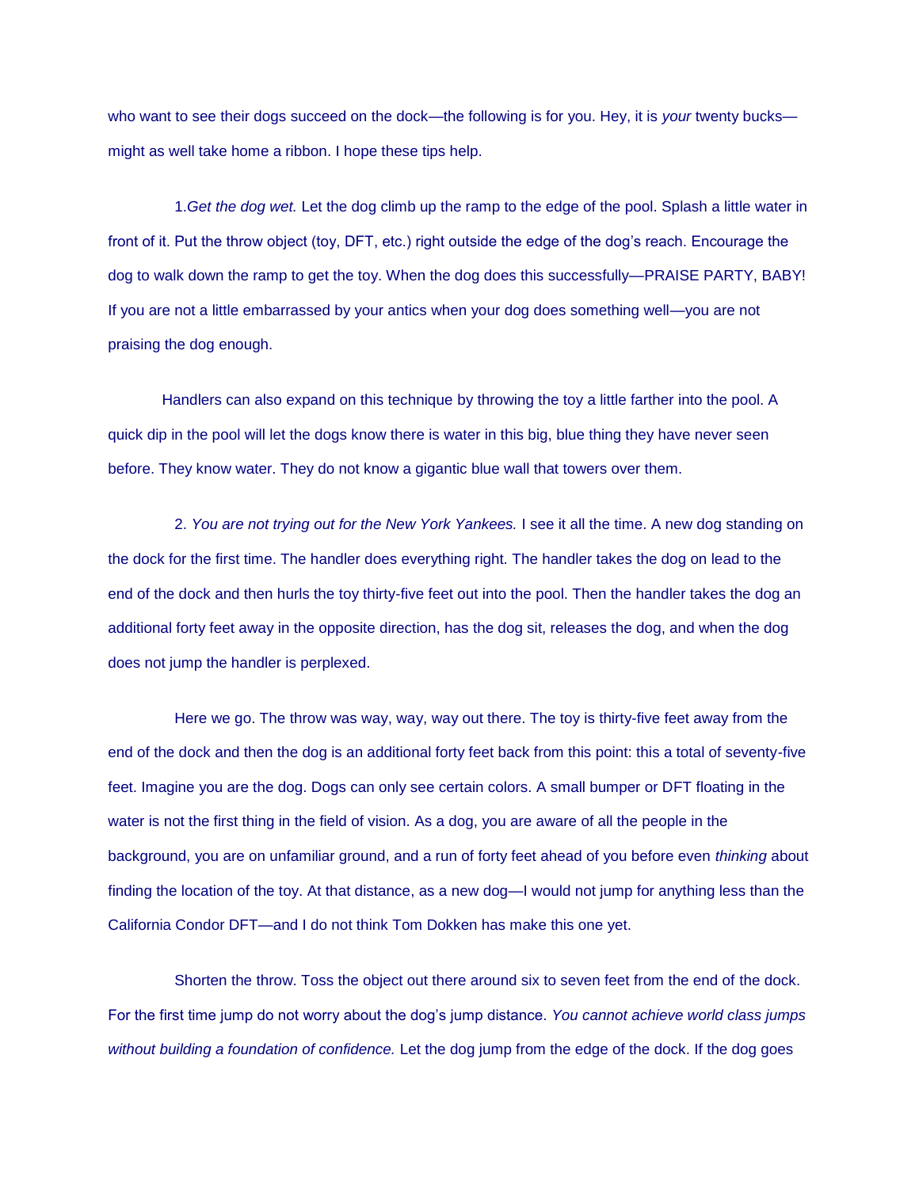who want to see their dogs succeed on the dock—the following is for you. Hey, it is *your* twenty bucks—might as well take home a ribbon. I hope these tips help.

1.*Get the dog wet.* Let the dog climb up the ramp to the edge of the pool. Splash a little water in front of it. Put the throw object (toy, DFT, etc.) right outside the edge of the dog's reach. Encourage the dog to walk down the ramp to get the toy. When the dog does this successfully—PRAISE PARTY, BABY! If you are not a little embarrassed by your antics when your dog does something well—you are not praising the dog enough.

Handlers can also expand on this technique by throwing the toy a little farther into the pool. A quick dip in the pool will let the dogs know there is water in this big, blue thing they have never seen before. They know water. They do not know a gigantic blue wall that towers over them.

2. *You are not trying out for the New York Yankees.* I see it all the time. A new dog standing on the dock for the first time. The handler does everything right. The handler takes the dog on lead to the end of the dock and then hurls the toy thirty-five feet out into the pool. Then the handler takes the dog an additional forty feet away in the opposite direction, has the dog sit, releases the dog, and when the dog does not jump the handler is perplexed.

Here we go. The throw was way, way, way out there. The toy is thirty-five feet away from the end of the dock and then the dog is an additional forty feet back from this point: this a total of seventy-five feet. Imagine you are the dog. Dogs can only see certain colors. A small bumper or DFT floating in the water is not the first thing in the field of vision. As a dog, you are aware of all the people in the background, you are on unfamiliar ground, and a run of forty feet ahead of you before even *thinking* about finding the location of the toy. At that distance, as a new dog—I would not jump for anything less than the California Condor DFT—and I do not think Tom Dokken has make this one yet.

Shorten the throw. Toss the object out there around six to seven feet from the end of the dock. For the first time jump do not worry about the dog's jump distance. *You cannot achieve world class jumps without building a foundation of confidence.* Let the dog jump from the edge of the dock. If the dog goes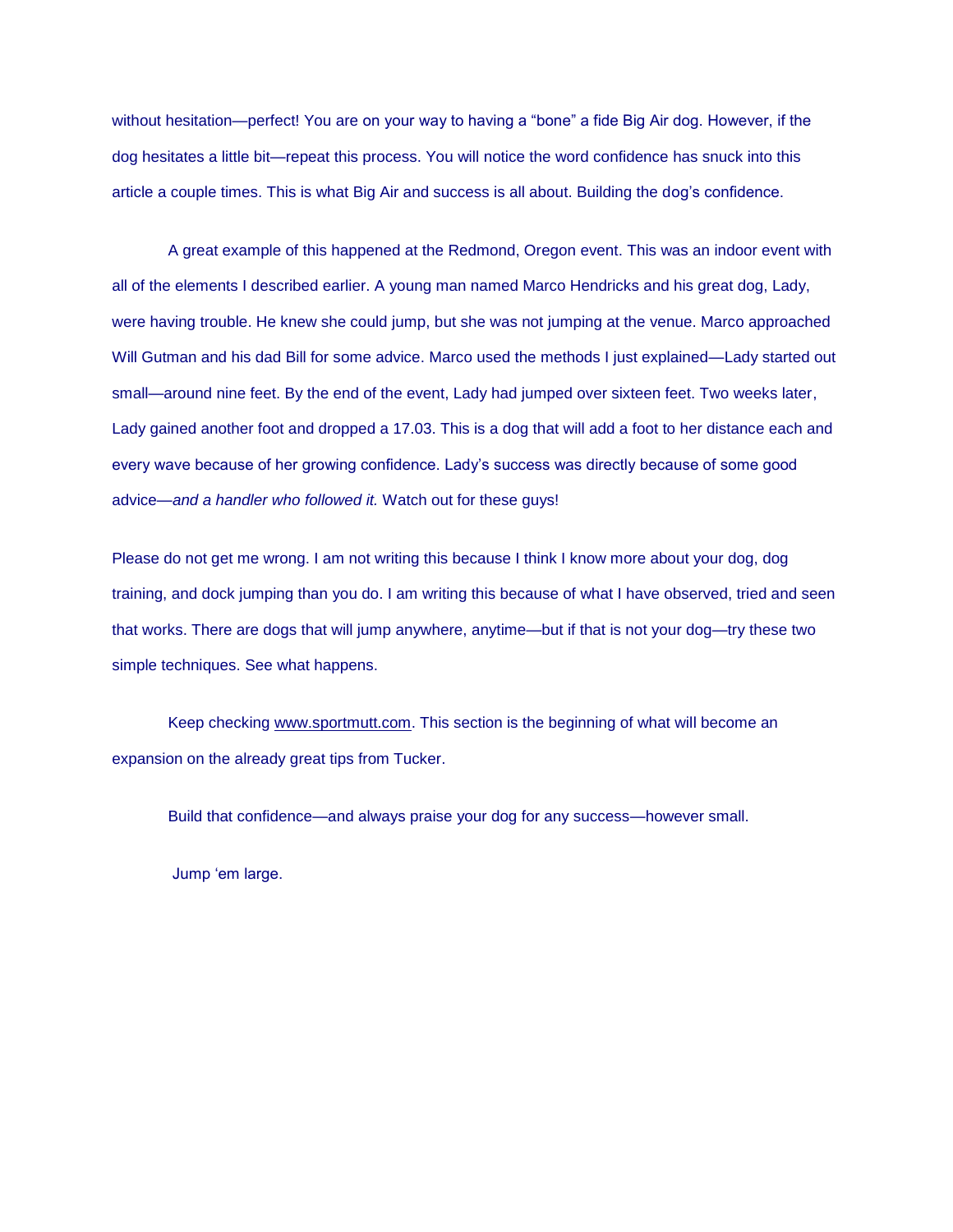without hesitation—perfect! You are on your way to having a "bone" a fide Big Air dog. However, if the dog hesitates a little bit—repeat this process. You will notice the word confidence has snuck into this article a couple times. This is what Big Air and success is all about. Building the dog's confidence.

A great example of this happened at the Redmond, Oregon event. This was an indoor event with all of the elements I described earlier. A young man named Marco Hendricks and his great dog, Lady, were having trouble. He knew she could jump, but she was not jumping at the venue. Marco approached Will Gutman and his dad Bill for some advice. Marco used the methods I just explained—Lady started out small—around nine feet. By the end of the event, Lady had jumped over sixteen feet. Two weeks later, Lady gained another foot and dropped a 17.03. This is a dog that will add a foot to her distance each and every wave because of her growing confidence. Lady's success was directly because of some good advice—*and a handler who followed it.* Watch out for these guys!

Please do not get me wrong. I am not writing this because I think I know more about your dog, dog training, and dock jumping than you do. I am writing this because of what I have observed, tried and seen that works. There are dogs that will jump anywhere, anytime—but if that is not your dog—try these two simple techniques. See what happens.

Keep checking www.sportmutt.com. This section is the beginning of what will become an expansion on the already great tips from Tucker.

Build that confidence—and always praise your dog for any success—however small.

Jump 'em large.